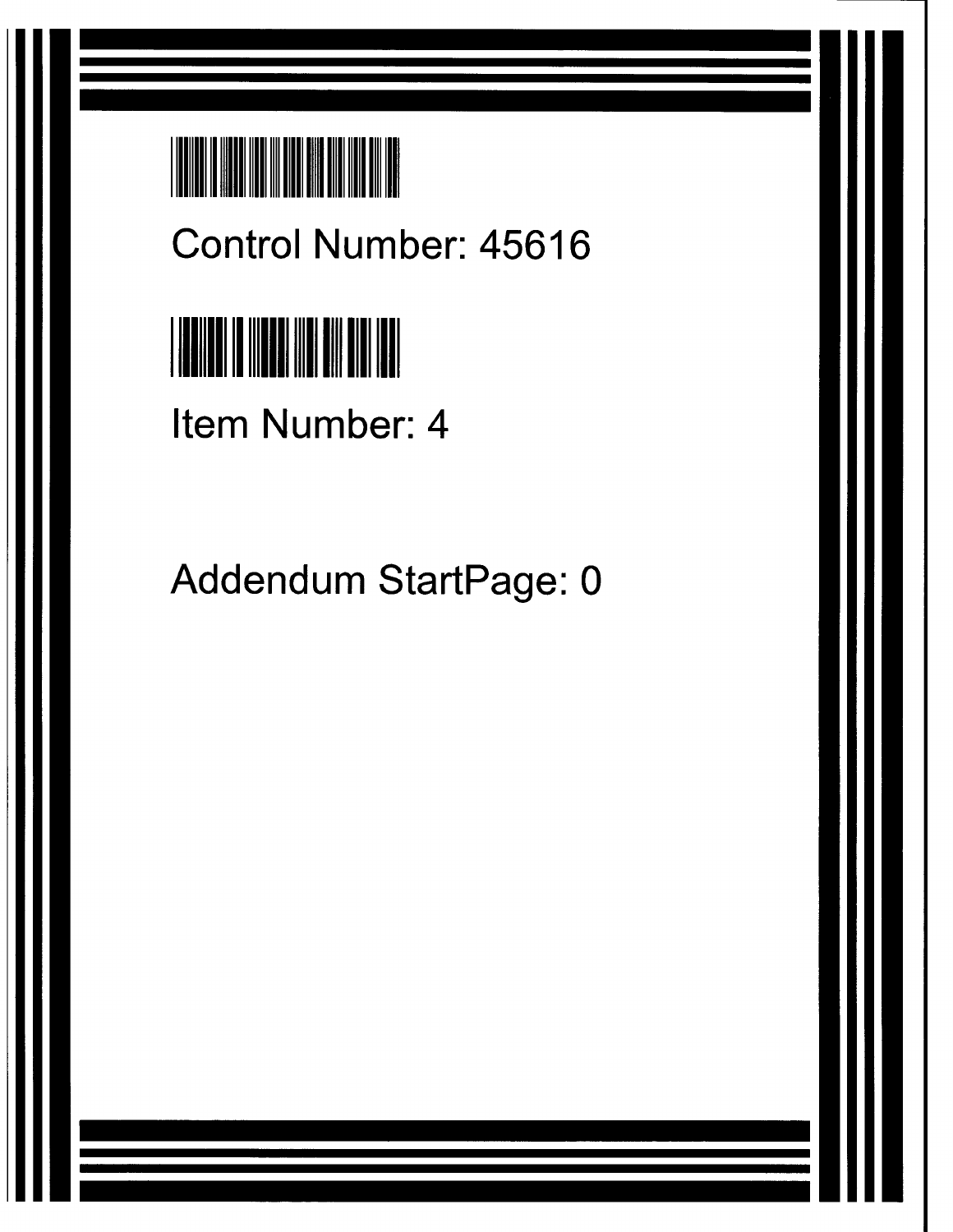Control Number: 45616

Item Number: 4

Addendum StartPage: 0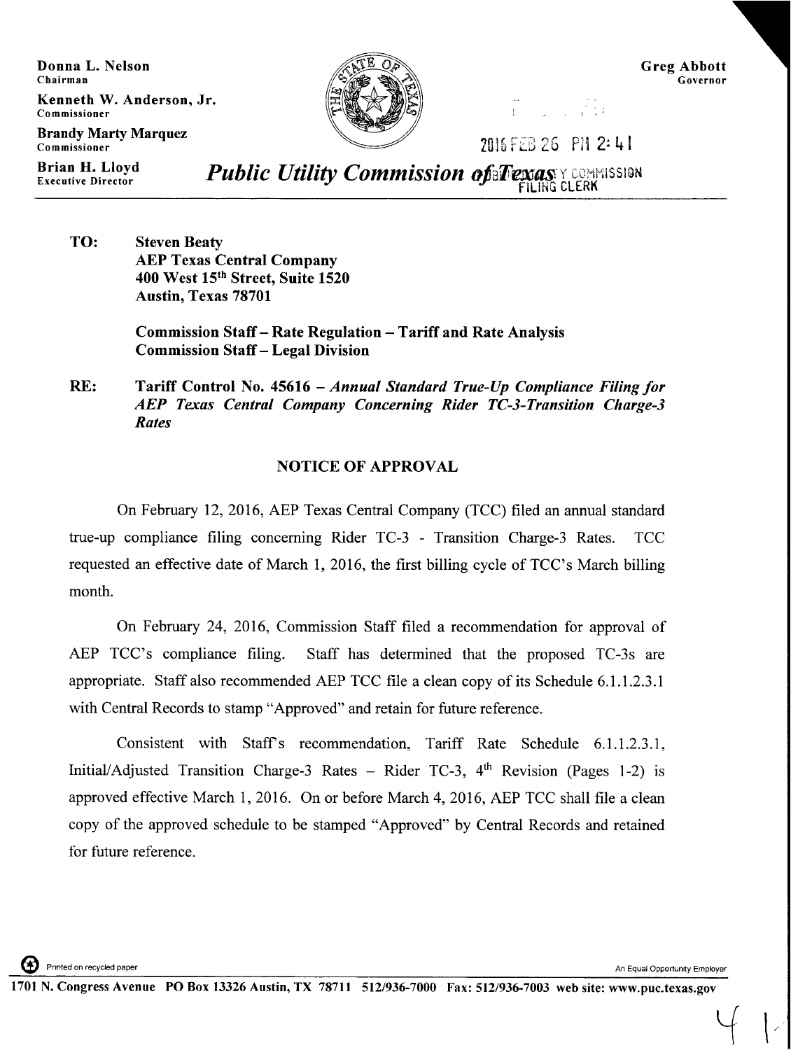**Donna L. Nelson**
Chairman

**Kenneth W. Anderson, Jr.**
Commissioner

**Brandy Marty Marquez**
Commissioner

**Brian H. Lloyd**
Executive Director

**Greg Abbott**
Governor

2016 FEB 26 PM 2:41

FILING CLERK

# *Public Utility Commission of Texas*

**TO:** **Steven Beaty**
**AEP Texas Central Company**
**400 West 15th Street, Suite 1520**
**Austin, Texas 78701**

**Commission Staff – Rate Regulation – Tariff and Rate Analysis**
**Commission Staff – Legal Division**

**RE:** **Tariff Control No. 45616 –** ***Annual Standard True-Up Compliance Filing for AEP Texas Central Company Concerning Rider TC-3-Transition Charge-3 Rates***

## NOTICE OF APPROVAL

On February 12, 2016, AEP Texas Central Company (TCC) filed an annual standard true-up compliance filing concerning Rider TC-3 - Transition Charge-3 Rates. TCC requested an effective date of March 1, 2016, the first billing cycle of TCC's March billing month.

On February 24, 2016, Commission Staff filed a recommendation for approval of AEP TCC's compliance filing. Staff has determined that the proposed TC-3s are appropriate. Staff also recommended AEP TCC file a clean copy of its Schedule 6.1.1.2.3.1 with Central Records to stamp "Approved" and retain for future reference.

Consistent with Staff's recommendation, Tariff Rate Schedule 6.1.1.2.3.1, Initial/Adjusted Transition Charge-3 Rates – Rider TC-3, 4th Revision (Pages 1-2) is approved effective March 1, 2016. On or before March 4, 2016, AEP TCC shall file a clean copy of the approved schedule to be stamped "Approved" by Central Records and retained for future reference.

Printed on recycled paper

An Equal Opportunity Employer

1701 N. Congress Avenue PO Box 13326 Austin, TX 78711 512/936-7000 Fax: 512/936-7003 web site: www.puc.texas.gov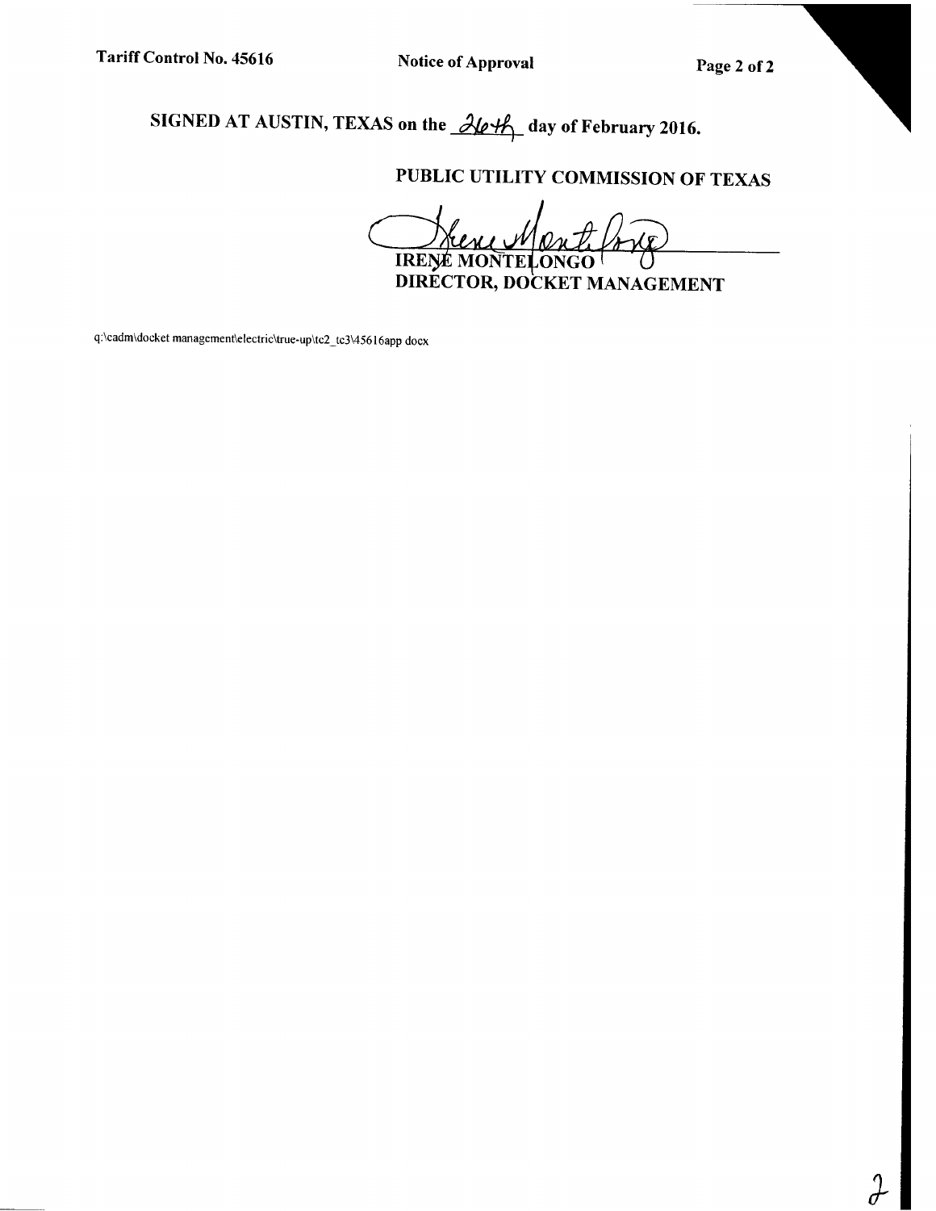SIGNED AT AUSTIN, TEXAS on the 26th day of February 2016.

PUBLIC UTILITY COMMISSION OF TEXAS

IRENE MONTELONGO
DIRECTOR, DOCKET MANAGEMENT

q:\cadm\docket management\electric\true-up\tc2_tc3\45616app docx